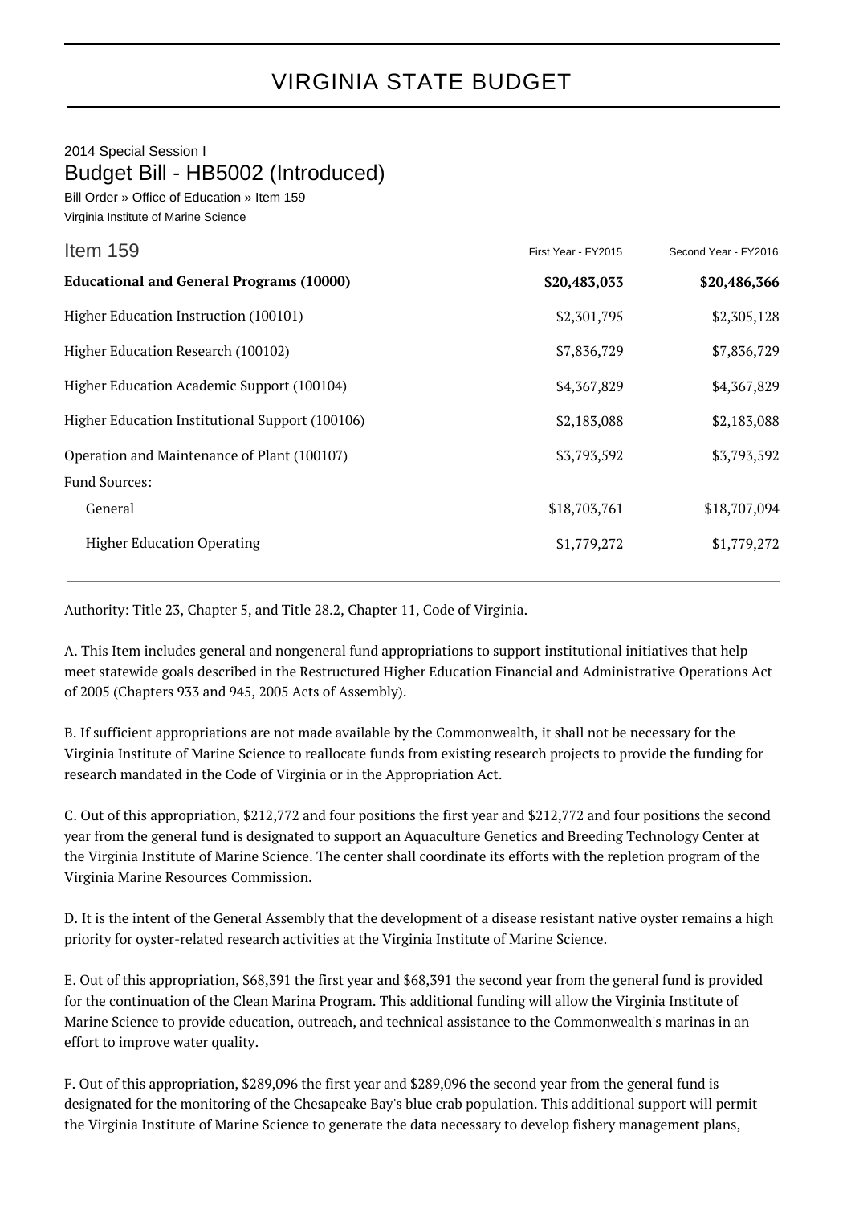# VIRGINIA STATE BUDGET

2014 Special Session I

## Budget Bill - HB5002 (Introduced)

Bill Order » Office of Education » Item 159

Virginia Institute of Marine Science

| Item 159 | First Year - FY2015 | Second Year - FY2016 |
|---|---|---|
| **Educational and General Programs (10000)** | **$20,483,033** | **$20,486,366** |
| Higher Education Instruction (100101) | $2,301,795 | $2,305,128 |
| Higher Education Research (100102) | $7,836,729 | $7,836,729 |
| Higher Education Academic Support (100104) | $4,367,829 | $4,367,829 |
| Higher Education Institutional Support (100106) | $2,183,088 | $2,183,088 |
| Operation and Maintenance of Plant (100107) | $3,793,592 | $3,793,592 |
| Fund Sources: | | |
| General | $18,703,761 | $18,707,094 |
| Higher Education Operating | $1,779,272 | $1,779,272 |

Authority: Title 23, Chapter 5, and Title 28.2, Chapter 11, Code of Virginia.

A. This Item includes general and nongeneral fund appropriations to support institutional initiatives that help meet statewide goals described in the Restructured Higher Education Financial and Administrative Operations Act of 2005 (Chapters 933 and 945, 2005 Acts of Assembly).

B. If sufficient appropriations are not made available by the Commonwealth, it shall not be necessary for the Virginia Institute of Marine Science to reallocate funds from existing research projects to provide the funding for research mandated in the Code of Virginia or in the Appropriation Act.

C. Out of this appropriation, $212,772 and four positions the first year and $212,772 and four positions the second year from the general fund is designated to support an Aquaculture Genetics and Breeding Technology Center at the Virginia Institute of Marine Science. The center shall coordinate its efforts with the repletion program of the Virginia Marine Resources Commission.

D. It is the intent of the General Assembly that the development of a disease resistant native oyster remains a high priority for oyster-related research activities at the Virginia Institute of Marine Science.

E. Out of this appropriation, $68,391 the first year and $68,391 the second year from the general fund is provided for the continuation of the Clean Marina Program. This additional funding will allow the Virginia Institute of Marine Science to provide education, outreach, and technical assistance to the Commonwealth's marinas in an effort to improve water quality.

F. Out of this appropriation, $289,096 the first year and $289,096 the second year from the general fund is designated for the monitoring of the Chesapeake Bay's blue crab population. This additional support will permit the Virginia Institute of Marine Science to generate the data necessary to develop fishery management plans,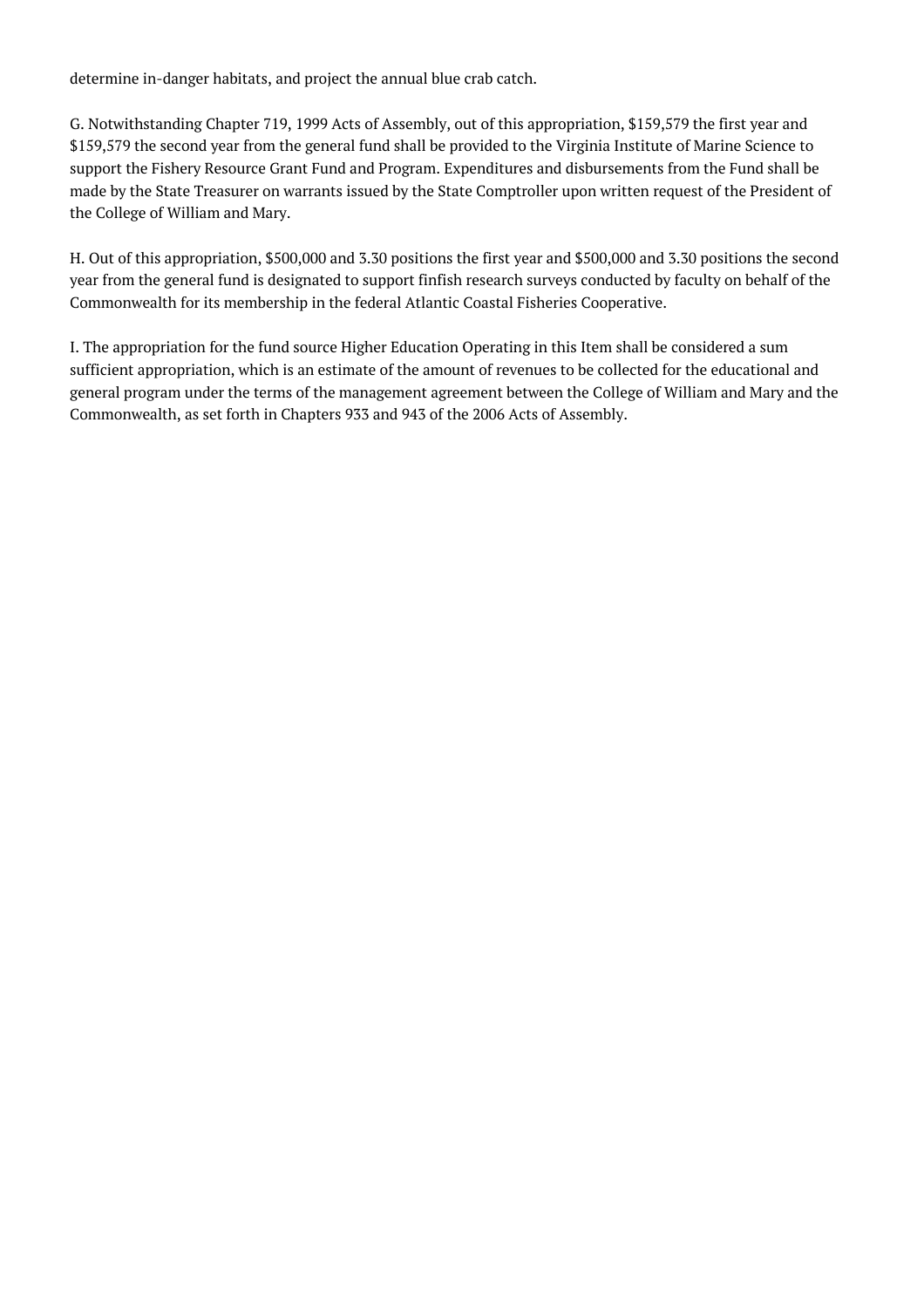determine in-danger habitats, and project the annual blue crab catch.

G. Notwithstanding Chapter 719, 1999 Acts of Assembly, out of this appropriation, $159,579 the first year and $159,579 the second year from the general fund shall be provided to the Virginia Institute of Marine Science to support the Fishery Resource Grant Fund and Program. Expenditures and disbursements from the Fund shall be made by the State Treasurer on warrants issued by the State Comptroller upon written request of the President of the College of William and Mary.

H. Out of this appropriation, $500,000 and 3.30 positions the first year and $500,000 and 3.30 positions the second year from the general fund is designated to support finfish research surveys conducted by faculty on behalf of the Commonwealth for its membership in the federal Atlantic Coastal Fisheries Cooperative.

I. The appropriation for the fund source Higher Education Operating in this Item shall be considered a sum sufficient appropriation, which is an estimate of the amount of revenues to be collected for the educational and general program under the terms of the management agreement between the College of William and Mary and the Commonwealth, as set forth in Chapters 933 and 943 of the 2006 Acts of Assembly.